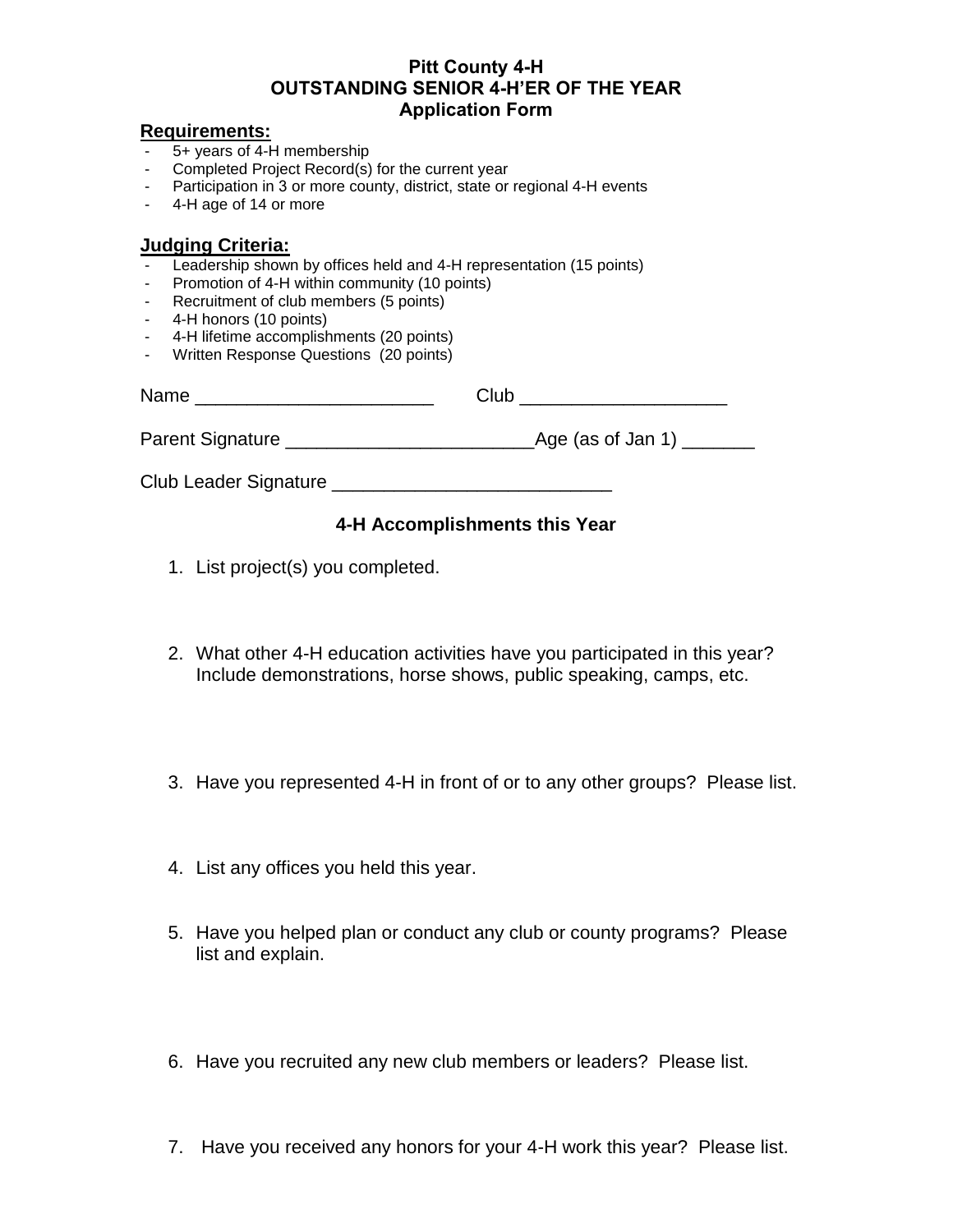# Pitt County 4-H
## OUTSTANDING SENIOR 4-H'ER OF THE YEAR
### Application Form

**Requirements:**

- 5+ years of 4-H membership
- Completed Project Record(s) for the current year
- Participation in 3 or more county, district, state or regional 4-H events
- 4-H age of 14 or more

**Judging Criteria:**

- Leadership shown by offices held and 4-H representation (15 points)
- Promotion of 4-H within community (10 points)
- Recruitment of club members (5 points)
- 4-H honors (10 points)
- 4-H lifetime accomplishments (20 points)
- Written Response Questions (20 points)

Name ______________________ Club ___________________

Parent Signature _______________________Age (as of Jan 1) _______

Club Leader Signature _________________________

### 4-H Accomplishments this Year

1. List project(s) you completed.

2. What other 4-H education activities have you participated in this year? Include demonstrations, horse shows, public speaking, camps, etc.

3. Have you represented 4-H in front of or to any other groups? Please list.

4. List any offices you held this year.

5. Have you helped plan or conduct any club or county programs? Please list and explain.

6. Have you recruited any new club members or leaders? Please list.

7. Have you received any honors for your 4-H work this year? Please list.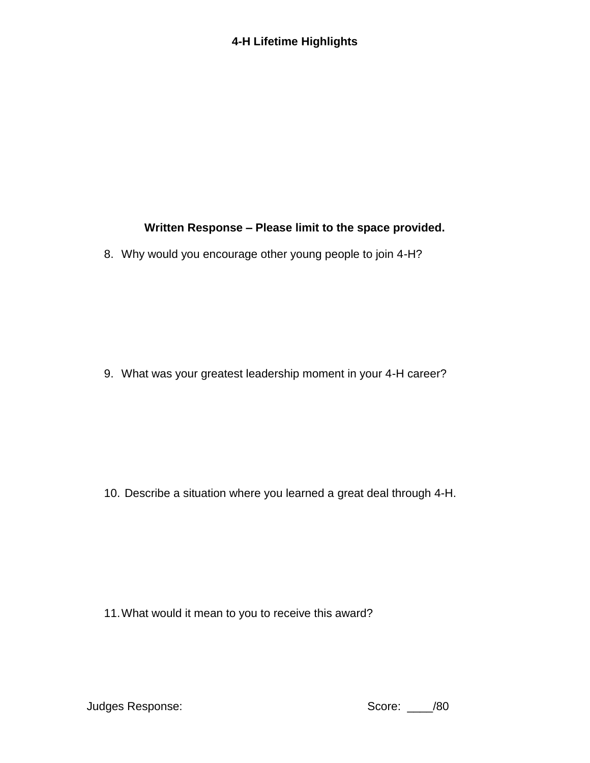**4-H Lifetime Highlights**

**Written Response – Please limit to the space provided.**

8. Why would you encourage other young people to join 4-H?

9. What was your greatest leadership moment in your 4-H career?

10. Describe a situation where you learned a great deal through 4-H.

11. What would it mean to you to receive this award?

Judges Response: Score: ____/80